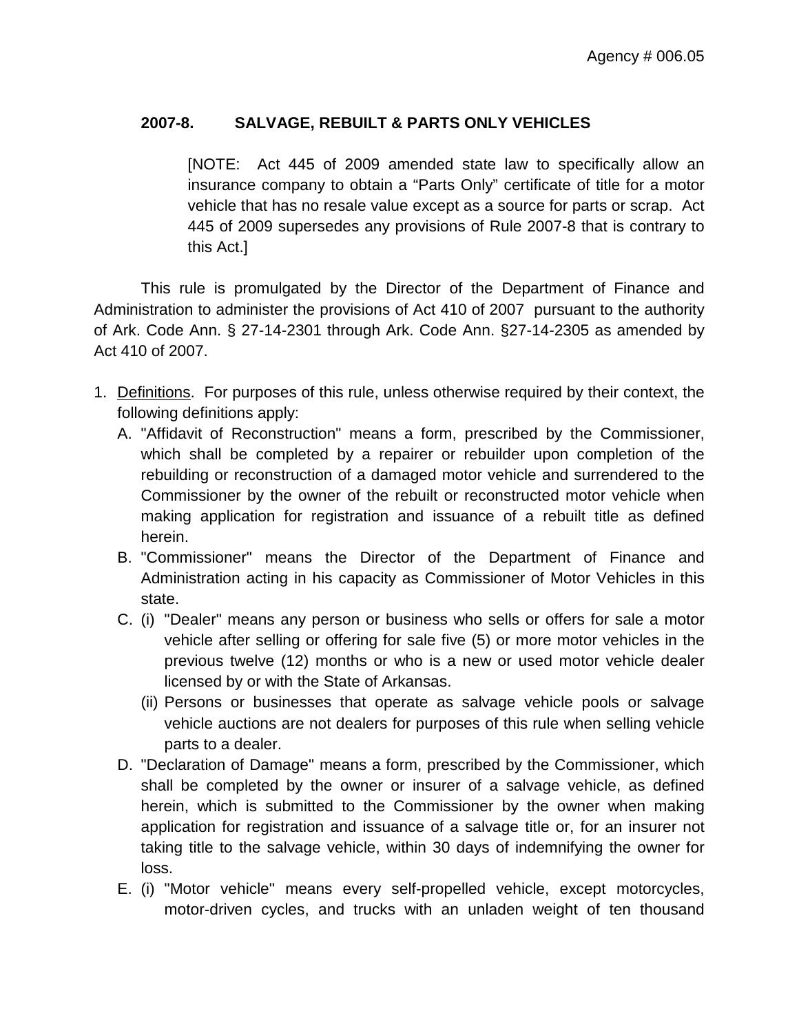**2007-8. SALVAGE, REBUILT & PARTS ONLY VEHICLES**

> [NOTE: Act 445 of 2009 amended state law to specifically allow an insurance company to obtain a "Parts Only" certificate of title for a motor vehicle that has no resale value except as a source for parts or scrap. Act 445 of 2009 supersedes any provisions of Rule 2007-8 that is contrary to this Act.]

This rule is promulgated by the Director of the Department of Finance and Administration to administer the provisions of Act 410 of 2007 pursuant to the authority of Ark. Code Ann. § 27-14-2301 through Ark. Code Ann. §27-14-2305 as amended by Act 410 of 2007.

1. <u>Definitions</u>. For purposes of this rule, unless otherwise required by their context, the following definitions apply:
   A. "Affidavit of Reconstruction" means a form, prescribed by the Commissioner, which shall be completed by a repairer or rebuilder upon completion of the rebuilding or reconstruction of a damaged motor vehicle and surrendered to the Commissioner by the owner of the rebuilt or reconstructed motor vehicle when making application for registration and issuance of a rebuilt title as defined herein.
   B. "Commissioner" means the Director of the Department of Finance and Administration acting in his capacity as Commissioner of Motor Vehicles in this state.
   C. (i) "Dealer" means any person or business who sells or offers for sale a motor vehicle after selling or offering for sale five (5) or more motor vehicles in the previous twelve (12) months or who is a new or used motor vehicle dealer licensed by or with the State of Arkansas.
      (ii) Persons or businesses that operate as salvage vehicle pools or salvage vehicle auctions are not dealers for purposes of this rule when selling vehicle parts to a dealer.
   D. "Declaration of Damage" means a form, prescribed by the Commissioner, which shall be completed by the owner or insurer of a salvage vehicle, as defined herein, which is submitted to the Commissioner by the owner when making application for registration and issuance of a salvage title or, for an insurer not taking title to the salvage vehicle, within 30 days of indemnifying the owner for loss.
   E. (i) "Motor vehicle" means every self-propelled vehicle, except motorcycles, motor-driven cycles, and trucks with an unladen weight of ten thousand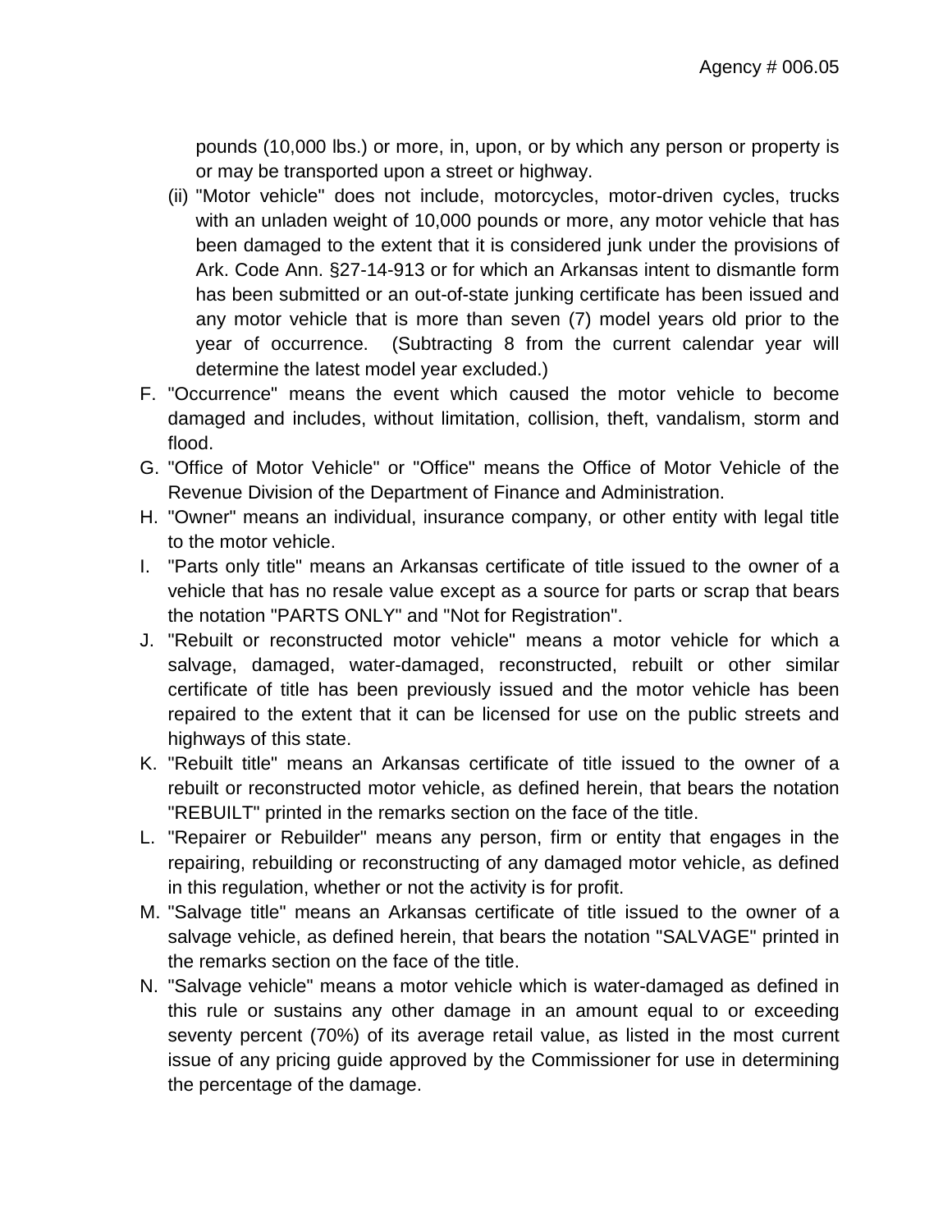pounds (10,000 lbs.) or more, in, upon, or by which any person or property is or may be transported upon a street or highway.

(ii) "Motor vehicle" does not include, motorcycles, motor-driven cycles, trucks with an unladen weight of 10,000 pounds or more, any motor vehicle that has been damaged to the extent that it is considered junk under the provisions of Ark. Code Ann. §27-14-913 or for which an Arkansas intent to dismantle form has been submitted or an out-of-state junking certificate has been issued and any motor vehicle that is more than seven (7) model years old prior to the year of occurrence. (Subtracting 8 from the current calendar year will determine the latest model year excluded.)

F. "Occurrence" means the event which caused the motor vehicle to become damaged and includes, without limitation, collision, theft, vandalism, storm and flood.

G. "Office of Motor Vehicle" or "Office" means the Office of Motor Vehicle of the Revenue Division of the Department of Finance and Administration.

H. "Owner" means an individual, insurance company, or other entity with legal title to the motor vehicle.

I. "Parts only title" means an Arkansas certificate of title issued to the owner of a vehicle that has no resale value except as a source for parts or scrap that bears the notation "PARTS ONLY" and "Not for Registration".

J. "Rebuilt or reconstructed motor vehicle" means a motor vehicle for which a salvage, damaged, water-damaged, reconstructed, rebuilt or other similar certificate of title has been previously issued and the motor vehicle has been repaired to the extent that it can be licensed for use on the public streets and highways of this state.

K. "Rebuilt title" means an Arkansas certificate of title issued to the owner of a rebuilt or reconstructed motor vehicle, as defined herein, that bears the notation "REBUILT" printed in the remarks section on the face of the title.

L. "Repairer or Rebuilder" means any person, firm or entity that engages in the repairing, rebuilding or reconstructing of any damaged motor vehicle, as defined in this regulation, whether or not the activity is for profit.

M. "Salvage title" means an Arkansas certificate of title issued to the owner of a salvage vehicle, as defined herein, that bears the notation "SALVAGE" printed in the remarks section on the face of the title.

N. "Salvage vehicle" means a motor vehicle which is water-damaged as defined in this rule or sustains any other damage in an amount equal to or exceeding seventy percent (70%) of its average retail value, as listed in the most current issue of any pricing guide approved by the Commissioner for use in determining the percentage of the damage.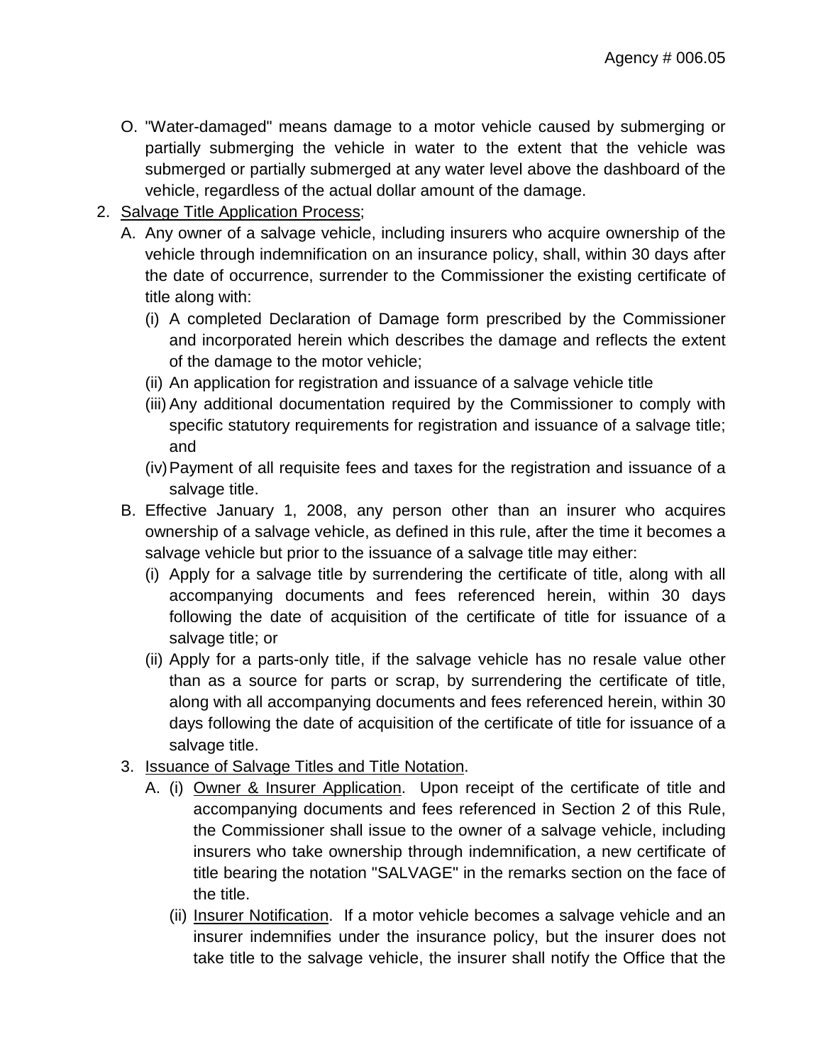O. "Water-damaged" means damage to a motor vehicle caused by submerging or partially submerging the vehicle in water to the extent that the vehicle was submerged or partially submerged at any water level above the dashboard of the vehicle, regardless of the actual dollar amount of the damage.

2. <u>Salvage Title Application Process</u>;

   A. Any owner of a salvage vehicle, including insurers who acquire ownership of the vehicle through indemnification on an insurance policy, shall, within 30 days after the date of occurrence, surrender to the Commissioner the existing certificate of title along with:

      (i) A completed Declaration of Damage form prescribed by the Commissioner and incorporated herein which describes the damage and reflects the extent of the damage to the motor vehicle;

      (ii) An application for registration and issuance of a salvage vehicle title

      (iii) Any additional documentation required by the Commissioner to comply with specific statutory requirements for registration and issuance of a salvage title; and

      (iv) Payment of all requisite fees and taxes for the registration and issuance of a salvage title.

   B. Effective January 1, 2008, any person other than an insurer who acquires ownership of a salvage vehicle, as defined in this rule, after the time it becomes a salvage vehicle but prior to the issuance of a salvage title may either:

      (i) Apply for a salvage title by surrendering the certificate of title, along with all accompanying documents and fees referenced herein, within 30 days following the date of acquisition of the certificate of title for issuance of a salvage title; or

      (ii) Apply for a parts-only title, if the salvage vehicle has no resale value other than as a source for parts or scrap, by surrendering the certificate of title, along with all accompanying documents and fees referenced herein, within 30 days following the date of acquisition of the certificate of title for issuance of a salvage title.

3. <u>Issuance of Salvage Titles and Title Notation</u>.

   A. (i) <u>Owner & Insurer Application</u>. Upon receipt of the certificate of title and accompanying documents and fees referenced in Section 2 of this Rule, the Commissioner shall issue to the owner of a salvage vehicle, including insurers who take ownership through indemnification, a new certificate of title bearing the notation "SALVAGE" in the remarks section on the face of the title.

      (ii) <u>Insurer Notification</u>. If a motor vehicle becomes a salvage vehicle and an insurer indemnifies under the insurance policy, but the insurer does not take title to the salvage vehicle, the insurer shall notify the Office that the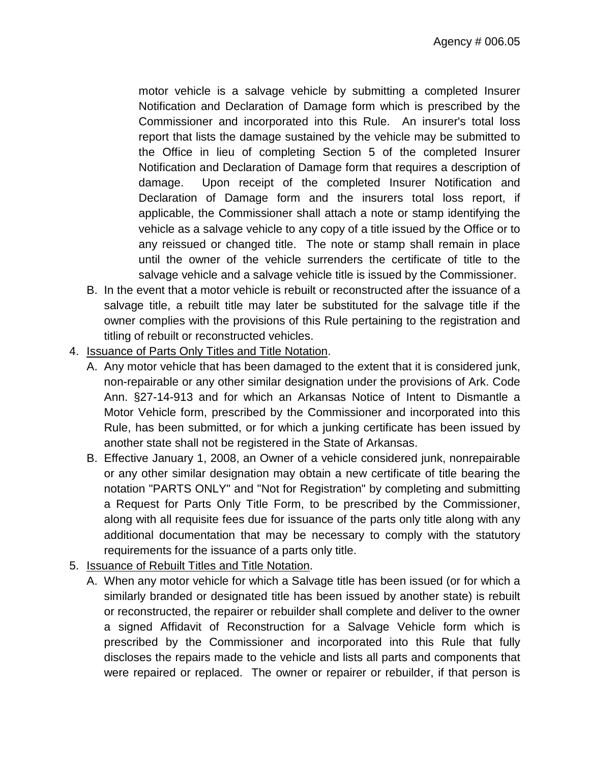motor vehicle is a salvage vehicle by submitting a completed Insurer Notification and Declaration of Damage form which is prescribed by the Commissioner and incorporated into this Rule. An insurer's total loss report that lists the damage sustained by the vehicle may be submitted to the Office in lieu of completing Section 5 of the completed Insurer Notification and Declaration of Damage form that requires a description of damage. Upon receipt of the completed Insurer Notification and Declaration of Damage form and the insurers total loss report, if applicable, the Commissioner shall attach a note or stamp identifying the vehicle as a salvage vehicle to any copy of a title issued by the Office or to any reissued or changed title. The note or stamp shall remain in place until the owner of the vehicle surrenders the certificate of title to the salvage vehicle and a salvage vehicle title is issued by the Commissioner.

B. In the event that a motor vehicle is rebuilt or reconstructed after the issuance of a salvage title, a rebuilt title may later be substituted for the salvage title if the owner complies with the provisions of this Rule pertaining to the registration and titling of rebuilt or reconstructed vehicles.

4. Issuance of Parts Only Titles and Title Notation.

   A. Any motor vehicle that has been damaged to the extent that it is considered junk, non-repairable or any other similar designation under the provisions of Ark. Code Ann. §27-14-913 and for which an Arkansas Notice of Intent to Dismantle a Motor Vehicle form, prescribed by the Commissioner and incorporated into this Rule, has been submitted, or for which a junking certificate has been issued by another state shall not be registered in the State of Arkansas.

   B. Effective January 1, 2008, an Owner of a vehicle considered junk, nonrepairable or any other similar designation may obtain a new certificate of title bearing the notation "PARTS ONLY" and "Not for Registration" by completing and submitting a Request for Parts Only Title Form, to be prescribed by the Commissioner, along with all requisite fees due for issuance of the parts only title along with any additional documentation that may be necessary to comply with the statutory requirements for the issuance of a parts only title.

5. Issuance of Rebuilt Titles and Title Notation.

   A. When any motor vehicle for which a Salvage title has been issued (or for which a similarly branded or designated title has been issued by another state) is rebuilt or reconstructed, the repairer or rebuilder shall complete and deliver to the owner a signed Affidavit of Reconstruction for a Salvage Vehicle form which is prescribed by the Commissioner and incorporated into this Rule that fully discloses the repairs made to the vehicle and lists all parts and components that were repaired or replaced. The owner or repairer or rebuilder, if that person is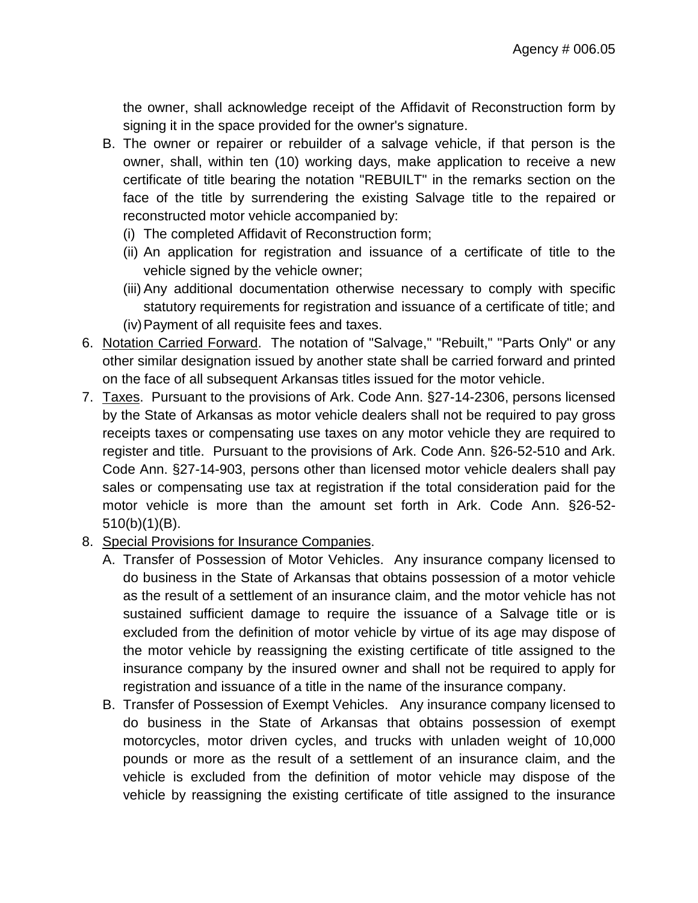the owner, shall acknowledge receipt of the Affidavit of Reconstruction form by signing it in the space provided for the owner's signature.

B. The owner or repairer or rebuilder of a salvage vehicle, if that person is the owner, shall, within ten (10) working days, make application to receive a new certificate of title bearing the notation "REBUILT" in the remarks section on the face of the title by surrendering the existing Salvage title to the repaired or reconstructed motor vehicle accompanied by:
   (i) The completed Affidavit of Reconstruction form;
   (ii) An application for registration and issuance of a certificate of title to the vehicle signed by the vehicle owner;
   (iii) Any additional documentation otherwise necessary to comply with specific statutory requirements for registration and issuance of a certificate of title; and
   (iv) Payment of all requisite fees and taxes.

6. <u>Notation Carried Forward</u>. The notation of "Salvage," "Rebuilt," "Parts Only" or any other similar designation issued by another state shall be carried forward and printed on the face of all subsequent Arkansas titles issued for the motor vehicle.

7. <u>Taxes</u>. Pursuant to the provisions of Ark. Code Ann. §27-14-2306, persons licensed by the State of Arkansas as motor vehicle dealers shall not be required to pay gross receipts taxes or compensating use taxes on any motor vehicle they are required to register and title. Pursuant to the provisions of Ark. Code Ann. §26-52-510 and Ark. Code Ann. §27-14-903, persons other than licensed motor vehicle dealers shall pay sales or compensating use tax at registration if the total consideration paid for the motor vehicle is more than the amount set forth in Ark. Code Ann. §26-52-510(b)(1)(B).

8. <u>Special Provisions for Insurance Companies</u>.
   A. Transfer of Possession of Motor Vehicles. Any insurance company licensed to do business in the State of Arkansas that obtains possession of a motor vehicle as the result of a settlement of an insurance claim, and the motor vehicle has not sustained sufficient damage to require the issuance of a Salvage title or is excluded from the definition of motor vehicle by virtue of its age may dispose of the motor vehicle by reassigning the existing certificate of title assigned to the insurance company by the insured owner and shall not be required to apply for registration and issuance of a title in the name of the insurance company.
   B. Transfer of Possession of Exempt Vehicles. Any insurance company licensed to do business in the State of Arkansas that obtains possession of exempt motorcycles, motor driven cycles, and trucks with unladen weight of 10,000 pounds or more as the result of a settlement of an insurance claim, and the vehicle is excluded from the definition of motor vehicle may dispose of the vehicle by reassigning the existing certificate of title assigned to the insurance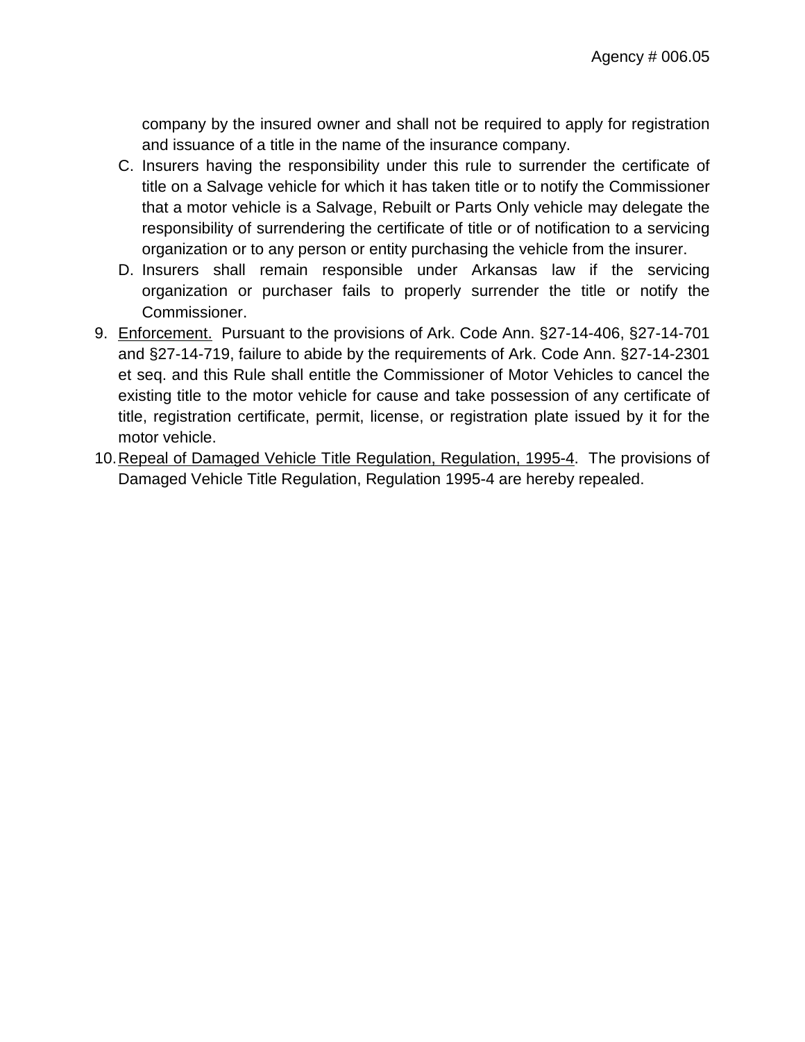company by the insured owner and shall not be required to apply for registration and issuance of a title in the name of the insurance company.

C. Insurers having the responsibility under this rule to surrender the certificate of title on a Salvage vehicle for which it has taken title or to notify the Commissioner that a motor vehicle is a Salvage, Rebuilt or Parts Only vehicle may delegate the responsibility of surrendering the certificate of title or of notification to a servicing organization or to any person or entity purchasing the vehicle from the insurer.

D. Insurers shall remain responsible under Arkansas law if the servicing organization or purchaser fails to properly surrender the title or notify the Commissioner.

9. Enforcement. Pursuant to the provisions of Ark. Code Ann. §27-14-406, §27-14-701 and §27-14-719, failure to abide by the requirements of Ark. Code Ann. §27-14-2301 et seq. and this Rule shall entitle the Commissioner of Motor Vehicles to cancel the existing title to the motor vehicle for cause and take possession of any certificate of title, registration certificate, permit, license, or registration plate issued by it for the motor vehicle.

10. Repeal of Damaged Vehicle Title Regulation, Regulation, 1995-4. The provisions of Damaged Vehicle Title Regulation, Regulation 1995-4 are hereby repealed.